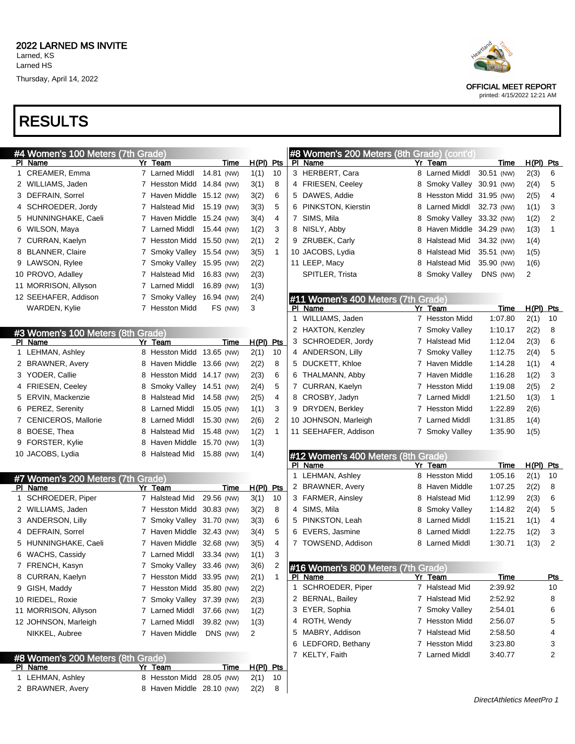**2022 LARNED MS INVITE**
Larned, KS
Larned HS
Thursday, April 14, 2022

OFFICIAL MEET REPORT
printed: 4/15/2022 12:21 AM

# RESULTS

## #4 Women's 100 Meters (7th Grade)

| Pl | Name | Yr | Team | Time | H(Pl) | Pts |
|---|---|---|---|---|---|---|
| 1 | CREAMER, Emma | 7 | Larned Middl | 14.81 (NW) | 1(1) | 10 |
| 2 | WILLIAMS, Jaden | 7 | Hesston Midd | 14.84 (NW) | 3(1) | 8 |
| 3 | DEFRAIN, Sorrel | 7 | Haven Middle | 15.12 (NW) | 3(2) | 6 |
| 4 | SCHROEDER, Jordy | 7 | Halstead Mid | 15.19 (NW) | 3(3) | 5 |
| 5 | HUNNINGHAKE, Caeli | 7 | Haven Middle | 15.24 (NW) | 3(4) | 4 |
| 6 | WILSON, Maya | 7 | Larned Middl | 15.44 (NW) | 1(2) | 3 |
| 7 | CURRAN, Kaelyn | 7 | Hesston Midd | 15.50 (NW) | 2(1) | 2 |
| 8 | BLANNER, Claire | 7 | Smoky Valley | 15.54 (NW) | 3(5) | 1 |
| 9 | LAWSON, Rylee | 7 | Smoky Valley | 15.95 (NW) | 2(2) | |
| 10 | PROVO, Adalley | 7 | Halstead Mid | 16.83 (NW) | 2(3) | |
| 11 | MORRISON, Allyson | 7 | Larned Middl | 16.89 (NW) | 1(3) | |
| 12 | SEEHAFER, Addison | 7 | Smoky Valley | 16.94 (NW) | 2(4) | |
| | WARDEN, Kylie | 7 | Hesston Midd | FS (NW) | 3 | |

## #3 Women's 100 Meters (8th Grade)

| Pl | Name | Yr | Team | Time | H(Pl) | Pts |
|---|---|---|---|---|---|---|
| 1 | LEHMAN, Ashley | 8 | Hesston Midd | 13.65 (NW) | 2(1) | 10 |
| 2 | BRAWNER, Avery | 8 | Haven Middle | 13.66 (NW) | 2(2) | 8 |
| 3 | YODER, Callie | 8 | Hesston Midd | 14.17 (NW) | 2(3) | 6 |
| 4 | FRIESEN, Ceeley | 8 | Smoky Valley | 14.51 (NW) | 2(4) | 5 |
| 5 | ERVIN, Mackenzie | 8 | Halstead Mid | 14.58 (NW) | 2(5) | 4 |
| 6 | PEREZ, Serenity | 8 | Larned Middl | 15.05 (NW) | 1(1) | 3 |
| 7 | CENICEROS, Mallorie | 8 | Larned Middl | 15.30 (NW) | 2(6) | 2 |
| 8 | BOESE, Thea | 8 | Halstead Mid | 15.48 (NW) | 1(2) | 1 |
| 9 | FORSTER, Kylie | 8 | Haven Middle | 15.70 (NW) | 1(3) | |
| 10 | JACOBS, Lydia | 8 | Halstead Mid | 15.88 (NW) | 1(4) | |

## #7 Women's 200 Meters (7th Grade)

| Pl | Name | Yr | Team | Time | H(Pl) | Pts |
|---|---|---|---|---|---|---|
| 1 | SCHROEDER, Piper | 7 | Halstead Mid | 29.56 (NW) | 3(1) | 10 |
| 2 | WILLIAMS, Jaden | 7 | Hesston Midd | 30.83 (NW) | 3(2) | 8 |
| 3 | ANDERSON, Lilly | 7 | Smoky Valley | 31.70 (NW) | 3(3) | 6 |
| 4 | DEFRAIN, Sorrel | 7 | Haven Middle | 32.43 (NW) | 3(4) | 5 |
| 5 | HUNNINGHAKE, Caeli | 7 | Haven Middle | 32.68 (NW) | 3(5) | 4 |
| 6 | WACHS, Cassidy | 7 | Larned Middl | 33.34 (NW) | 1(1) | 3 |
| 7 | FRENCH, Kasyn | 7 | Smoky Valley | 33.46 (NW) | 3(6) | 2 |
| 8 | CURRAN, Kaelyn | 7 | Hesston Midd | 33.95 (NW) | 2(1) | 1 |
| 9 | GISH, Maddy | 7 | Hesston Midd | 35.80 (NW) | 2(2) | |
| 10 | RIEDEL, Roxie | 7 | Smoky Valley | 37.39 (NW) | 2(3) | |
| 11 | MORRISON, Allyson | 7 | Larned Middl | 37.66 (NW) | 1(2) | |
| 12 | JOHNSON, Marleigh | 7 | Larned Middl | 39.82 (NW) | 1(3) | |
| | NIKKEL, Aubree | 7 | Haven Middle | DNS (NW) | 2 | |

## #8 Women's 200 Meters (8th Grade)

| Pl | Name | Yr | Team | Time | H(Pl) | Pts |
|---|---|---|---|---|---|---|
| 1 | LEHMAN, Ashley | 8 | Hesston Midd | 28.05 (NW) | 2(1) | 10 |
| 2 | BRAWNER, Avery | 8 | Haven Middle | 28.10 (NW) | 2(2) | 8 |
| 3 | HERBERT, Cara | 8 | Larned Middl | 30.51 (NW) | 2(3) | 6 |
| 4 | FRIESEN, Ceeley | 8 | Smoky Valley | 30.91 (NW) | 2(4) | 5 |
| 5 | DAWES, Addie | 8 | Hesston Midd | 31.95 (NW) | 2(5) | 4 |
| 6 | PINKSTON, Kierstin | 8 | Larned Middl | 32.73 (NW) | 1(1) | 3 |
| 7 | SIMS, Mila | 8 | Smoky Valley | 33.32 (NW) | 1(2) | 2 |
| 8 | NISLY, Abby | 8 | Haven Middle | 34.29 (NW) | 1(3) | 1 |
| 9 | ZRUBEK, Carly | 8 | Halstead Mid | 34.32 (NW) | 1(4) | |
| 10 | JACOBS, Lydia | 8 | Halstead Mid | 35.51 (NW) | 1(5) | |
| 11 | LEEP, Macy | 8 | Halstead Mid | 35.90 (NW) | 1(6) | |
| | SPITLER, Trista | 8 | Smoky Valley | DNS (NW) | 2 | |

## #11 Women's 400 Meters (7th Grade)

| Pl | Name | Yr | Team | Time | H(Pl) | Pts |
|---|---|---|---|---|---|---|
| 1 | WILLIAMS, Jaden | 7 | Hesston Midd | 1:07.80 | 2(1) | 10 |
| 2 | HAXTON, Kenzley | 7 | Smoky Valley | 1:10.17 | 2(2) | 8 |
| 3 | SCHROEDER, Jordy | 7 | Halstead Mid | 1:12.04 | 2(3) | 6 |
| 4 | ANDERSON, Lilly | 7 | Smoky Valley | 1:12.75 | 2(4) | 5 |
| 5 | DUCKETT, Khloe | 7 | Haven Middle | 1:14.28 | 1(1) | 4 |
| 6 | THALMANN, Abby | 7 | Haven Middle | 1:16.28 | 1(2) | 3 |
| 7 | CURRAN, Kaelyn | 7 | Hesston Midd | 1:19.08 | 2(5) | 2 |
| 8 | CROSBY, Jadyn | 7 | Larned Middl | 1:21.50 | 1(3) | 1 |
| 9 | DRYDEN, Berkley | 7 | Hesston Midd | 1:22.89 | 2(6) | |
| 10 | JOHNSON, Marleigh | 7 | Larned Middl | 1:31.85 | 1(4) | |
| 11 | SEEHAFER, Addison | 7 | Smoky Valley | 1:35.90 | 1(5) | |

## #12 Women's 400 Meters (8th Grade)

| Pl | Name | Yr | Team | Time | H(Pl) | Pts |
|---|---|---|---|---|---|---|
| 1 | LEHMAN, Ashley | 8 | Hesston Midd | 1:05.16 | 2(1) | 10 |
| 2 | BRAWNER, Avery | 8 | Haven Middle | 1:07.25 | 2(2) | 8 |
| 3 | FARMER, Ainsley | 8 | Halstead Mid | 1:12.99 | 2(3) | 6 |
| 4 | SIMS, Mila | 8 | Smoky Valley | 1:14.82 | 2(4) | 5 |
| 5 | PINKSTON, Leah | 8 | Larned Middl | 1:15.21 | 1(1) | 4 |
| 6 | EVERS, Jasmine | 8 | Larned Middl | 1:22.75 | 1(2) | 3 |
| 7 | TOWSEND, Addison | 8 | Larned Middl | 1:30.71 | 1(3) | 2 |

## #16 Women's 800 Meters (7th Grade)

| Pl | Name | Yr | Team | Time | Pts |
|---|---|---|---|---|---|
| 1 | SCHROEDER, Piper | 7 | Halstead Mid | 2:39.92 | 10 |
| 2 | BERNAL, Bailey | 7 | Halstead Mid | 2:52.92 | 8 |
| 3 | EYER, Sophia | 7 | Smoky Valley | 2:54.01 | 6 |
| 4 | ROTH, Wendy | 7 | Hesston Midd | 2:56.07 | 5 |
| 5 | MABRY, Addison | 7 | Halstead Mid | 2:58.50 | 4 |
| 6 | LEDFORD, Bethany | 7 | Hesston Midd | 3:23.80 | 3 |
| 7 | KELTY, Faith | 7 | Larned Middl | 3:40.77 | 2 |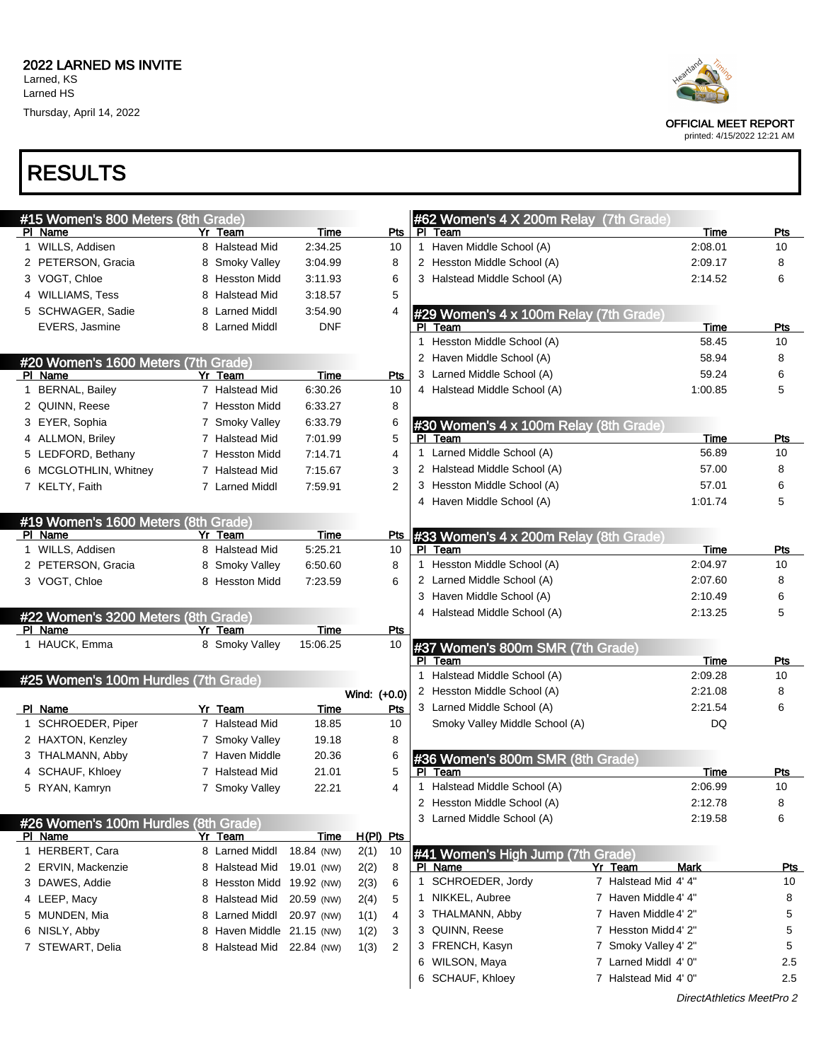# 2022 LARNED MS INVITE

Larned, KS
Larned HS
Thursday, April 14, 2022

OFFICIAL MEET REPORT
printed: 4/15/2022 12:21 AM

# RESULTS

## #15 Women's 800 Meters (8th Grade)

| Pl | Name | Yr | Team | Time | Pts |
|---|---|---|---|---|---|
| 1 | WILLS, Addisen | 8 | Halstead Mid | 2:34.25 | 10 |
| 2 | PETERSON, Gracia | 8 | Smoky Valley | 3:04.99 | 8 |
| 3 | VOGT, Chloe | 8 | Hesston Midd | 3:11.93 | 6 |
| 4 | WILLIAMS, Tess | 8 | Halstead Mid | 3:18.57 | 5 |
| 5 | SCHWAGER, Sadie | 8 | Larned Middl | 3:54.90 | 4 |
| | EVERS, Jasmine | 8 | Larned Middl | DNF | |

## #20 Women's 1600 Meters (7th Grade)

| Pl | Name | Yr | Team | Time | Pts |
|---|---|---|---|---|---|
| 1 | BERNAL, Bailey | 7 | Halstead Mid | 6:30.26 | 10 |
| 2 | QUINN, Reese | 7 | Hesston Midd | 6:33.27 | 8 |
| 3 | EYER, Sophia | 7 | Smoky Valley | 6:33.79 | 6 |
| 4 | ALLMON, Briley | 7 | Halstead Mid | 7:01.99 | 5 |
| 5 | LEDFORD, Bethany | 7 | Hesston Midd | 7:14.71 | 4 |
| 6 | MCGLOTHLIN, Whitney | 7 | Halstead Mid | 7:15.67 | 3 |
| 7 | KELTY, Faith | 7 | Larned Middl | 7:59.91 | 2 |

## #19 Women's 1600 Meters (8th Grade)

| Pl | Name | Yr | Team | Time | Pts |
|---|---|---|---|---|---|
| 1 | WILLS, Addisen | 8 | Halstead Mid | 5:25.21 | 10 |
| 2 | PETERSON, Gracia | 8 | Smoky Valley | 6:50.60 | 8 |
| 3 | VOGT, Chloe | 8 | Hesston Midd | 7:23.59 | 6 |

## #22 Women's 3200 Meters (8th Grade)

| Pl | Name | Yr | Team | Time | Pts |
|---|---|---|---|---|---|
| 1 | HAUCK, Emma | 8 | Smoky Valley | 15:06.25 | 10 |

## #25 Women's 100m Hurdles (7th Grade)

Wind: (+0.0)

| Pl | Name | Yr | Team | Time | Pts |
|---|---|---|---|---|---|
| 1 | SCHROEDER, Piper | 7 | Halstead Mid | 18.85 | 10 |
| 2 | HAXTON, Kenzley | 7 | Smoky Valley | 19.18 | 8 |
| 3 | THALMANN, Abby | 7 | Haven Middle | 20.36 | 6 |
| 4 | SCHAUF, Khloey | 7 | Halstead Mid | 21.01 | 5 |
| 5 | RYAN, Kamryn | 7 | Smoky Valley | 22.21 | 4 |

## #26 Women's 100m Hurdles (8th Grade)

| Pl | Name | Yr | Team | Time | H(Pl) | Pts |
|---|---|---|---|---|---|---|
| 1 | HERBERT, Cara | 8 | Larned Middl | 18.84 (NW) | 2(1) | 10 |
| 2 | ERVIN, Mackenzie | 8 | Halstead Mid | 19.01 (NW) | 2(2) | 8 |
| 3 | DAWES, Addie | 8 | Hesston Midd | 19.92 (NW) | 2(3) | 6 |
| 4 | LEEP, Macy | 8 | Halstead Mid | 20.59 (NW) | 2(4) | 5 |
| 5 | MUNDEN, Mia | 8 | Larned Middl | 20.97 (NW) | 1(1) | 4 |
| 6 | NISLY, Abby | 8 | Haven Middle | 21.15 (NW) | 1(2) | 3 |
| 7 | STEWART, Delia | 8 | Halstead Mid | 22.84 (NW) | 1(3) | 2 |

## #62 Women's 4 X 200m Relay (7th Grade)

| Pl | Team | Time | Pts |
|---|---|---|---|
| 1 | Haven Middle School (A) | 2:08.01 | 10 |
| 2 | Hesston Middle School (A) | 2:09.17 | 8 |
| 3 | Halstead Middle School (A) | 2:14.52 | 6 |

## #29 Women's 4 x 100m Relay (7th Grade)

| Pl | Team | Time | Pts |
|---|---|---|---|
| 1 | Hesston Middle School (A) | 58.45 | 10 |
| 2 | Haven Middle School (A) | 58.94 | 8 |
| 3 | Larned Middle School (A) | 59.24 | 6 |
| 4 | Halstead Middle School (A) | 1:00.85 | 5 |

## #30 Women's 4 x 100m Relay (8th Grade)

| Pl | Team | Time | Pts |
|---|---|---|---|
| 1 | Larned Middle School (A) | 56.89 | 10 |
| 2 | Halstead Middle School (A) | 57.00 | 8 |
| 3 | Hesston Middle School (A) | 57.01 | 6 |
| 4 | Haven Middle School (A) | 1:01.74 | 5 |

## #33 Women's 4 x 200m Relay (8th Grade)

| Pl | Team | Time | Pts |
|---|---|---|---|
| 1 | Hesston Middle School (A) | 2:04.97 | 10 |
| 2 | Larned Middle School (A) | 2:07.60 | 8 |
| 3 | Haven Middle School (A) | 2:10.49 | 6 |
| 4 | Halstead Middle School (A) | 2:13.25 | 5 |

## #37 Women's 800m SMR (7th Grade)

| Pl | Team | Time | Pts |
|---|---|---|---|
| 1 | Halstead Middle School (A) | 2:09.28 | 10 |
| 2 | Hesston Middle School (A) | 2:21.08 | 8 |
| 3 | Larned Middle School (A) | 2:21.54 | 6 |
| | Smoky Valley Middle School (A) | DQ | |

## #36 Women's 800m SMR (8th Grade)

| Pl | Team | Time | Pts |
|---|---|---|---|
| 1 | Halstead Middle School (A) | 2:06.99 | 10 |
| 2 | Hesston Middle School (A) | 2:12.78 | 8 |
| 3 | Larned Middle School (A) | 2:19.58 | 6 |

## #41 Women's High Jump (7th Grade)

| Pl | Name | Yr | Team | Mark | Pts |
|---|---|---|---|---|---|
| 1 | SCHROEDER, Jordy | 7 | Halstead Mid | 4' 4" | 10 |
| 1 | NIKKEL, Aubree | 7 | Haven Middle | 4' 4" | 8 |
| 3 | THALMANN, Abby | 7 | Haven Middle | 4' 2" | 5 |
| 3 | QUINN, Reese | 7 | Hesston Midd | 4' 2" | 5 |
| 3 | FRENCH, Kasyn | 7 | Smoky Valley | 4' 2" | 5 |
| 6 | WILSON, Maya | 7 | Larned Middl | 4' 0" | 2.5 |
| 6 | SCHAUF, Khloey | 7 | Halstead Mid | 4' 0" | 2.5 |

*DirectAthletics MeetPro 2*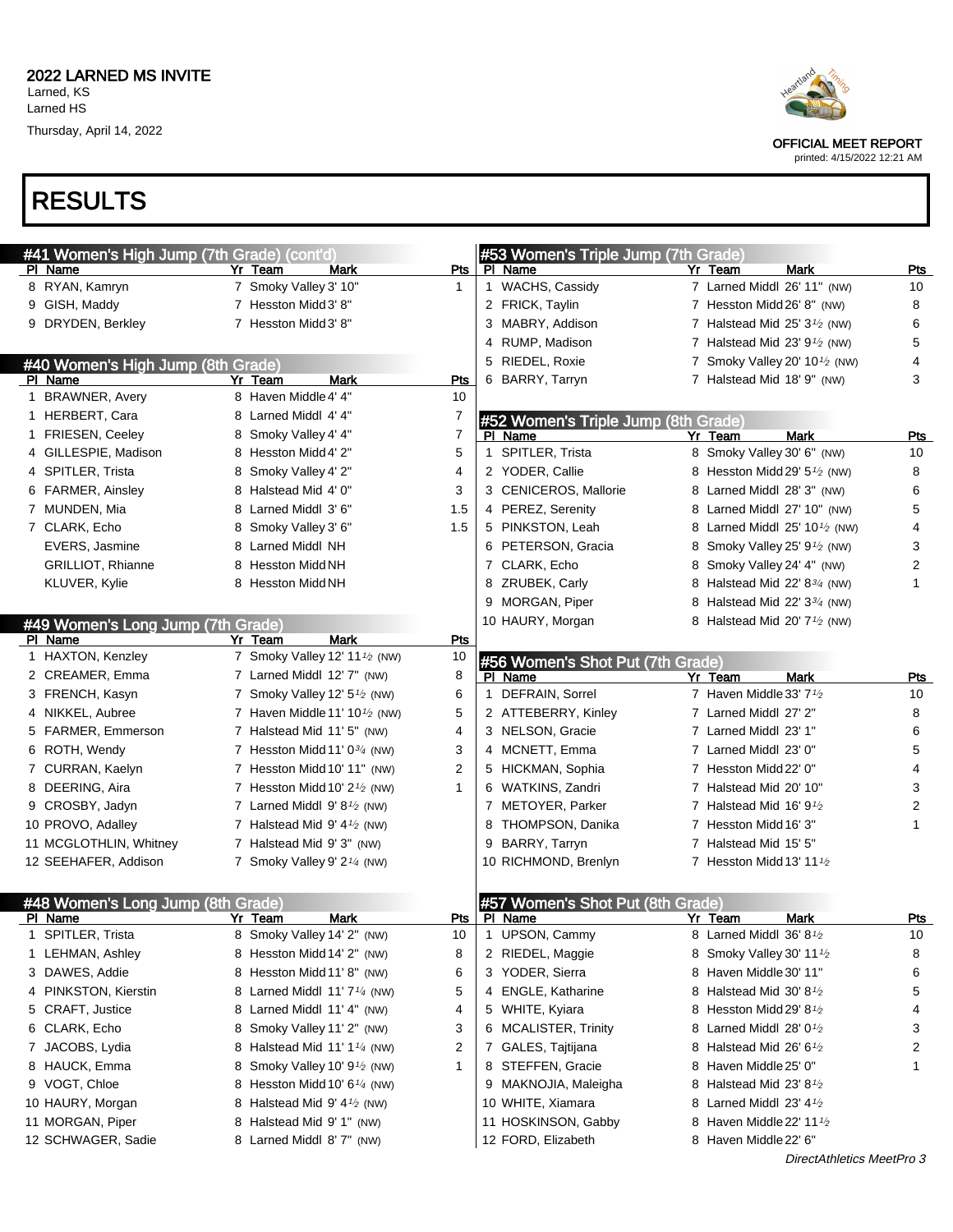# 2022 LARNED MS INVITE

Larned, KS
Larned HS
Thursday, April 14, 2022

OFFICIAL MEET REPORT
printed: 4/15/2022 12:21 AM

# RESULTS

## #41 Women's High Jump (7th Grade) (cont'd)

| Pl | Name | Yr | Team | Mark | Pts |
|---|---|---|---|---|---|
| 8 | RYAN, Kamryn | 7 | Smoky Valley | 3' 10" | 1 |
| 9 | GISH, Maddy | 7 | Hesston Midd | 3' 8" | |
| 9 | DRYDEN, Berkley | 7 | Hesston Midd | 3' 8" | |

## #40 Women's High Jump (8th Grade)

| Pl | Name | Yr | Team | Mark | Pts |
|---|---|---|---|---|---|
| 1 | BRAWNER, Avery | 8 | Haven Middle | 4' 4" | 10 |
| 1 | HERBERT, Cara | 8 | Larned Middl | 4' 4" | 7 |
| 1 | FRIESEN, Ceeley | 8 | Smoky Valley | 4' 4" | 7 |
| 4 | GILLESPIE, Madison | 8 | Hesston Midd | 4' 2" | 5 |
| 4 | SPITLER, Trista | 8 | Smoky Valley | 4' 2" | 4 |
| 6 | FARMER, Ainsley | 8 | Halstead Mid | 4' 0" | 3 |
| 7 | MUNDEN, Mia | 8 | Larned Middl | 3' 6" | 1.5 |
| 7 | CLARK, Echo | 8 | Smoky Valley | 3' 6" | 1.5 |
| | EVERS, Jasmine | 8 | Larned Middl | NH | |
| | GRILLIOT, Rhianne | 8 | Hesston Midd | NH | |
| | KLUVER, Kylie | 8 | Hesston Midd | NH | |

## #49 Women's Long Jump (7th Grade)

| Pl | Name | Yr | Team | Mark | Pts |
|---|---|---|---|---|---|
| 1 | HAXTON, Kenzley | 7 | Smoky Valley | 12' 11½ (NW) | 10 |
| 2 | CREAMER, Emma | 7 | Larned Middl | 12' 7" (NW) | 8 |
| 3 | FRENCH, Kasyn | 7 | Smoky Valley | 12' 5½ (NW) | 6 |
| 4 | NIKKEL, Aubree | 7 | Haven Middle | 11' 10½ (NW) | 5 |
| 5 | FARMER, Emmerson | 7 | Halstead Mid | 11' 5" (NW) | 4 |
| 6 | ROTH, Wendy | 7 | Hesston Midd | 11' 0¾ (NW) | 3 |
| 7 | CURRAN, Kaelyn | 7 | Hesston Midd | 10' 11" (NW) | 2 |
| 8 | DEERING, Aira | 7 | Hesston Midd | 10' 2½ (NW) | 1 |
| 9 | CROSBY, Jadyn | 7 | Larned Middl | 9' 8½ (NW) | |
| 10 | PROVO, Adalley | 7 | Halstead Mid | 9' 4½ (NW) | |
| 11 | MCGLOTHLIN, Whitney | 7 | Halstead Mid | 9' 3" (NW) | |
| 12 | SEEHAFER, Addison | 7 | Smoky Valley | 9' 2¼ (NW) | |

## #48 Women's Long Jump (8th Grade)

| Pl | Name | Yr | Team | Mark | Pts |
|---|---|---|---|---|---|
| 1 | SPITLER, Trista | 8 | Smoky Valley | 14' 2" (NW) | 10 |
| 1 | LEHMAN, Ashley | 8 | Hesston Midd | 14' 2" (NW) | 8 |
| 3 | DAWES, Addie | 8 | Hesston Midd | 11' 8" (NW) | 6 |
| 4 | PINKSTON, Kierstin | 8 | Larned Middl | 11' 7¼ (NW) | 5 |
| 5 | CRAFT, Justice | 8 | Larned Middl | 11' 4" (NW) | 4 |
| 6 | CLARK, Echo | 8 | Smoky Valley | 11' 2" (NW) | 3 |
| 7 | JACOBS, Lydia | 8 | Halstead Mid | 11' 1¼ (NW) | 2 |
| 8 | HAUCK, Emma | 8 | Smoky Valley | 10' 9½ (NW) | 1 |
| 9 | VOGT, Chloe | 8 | Hesston Midd | 10' 6¼ (NW) | |
| 10 | HAURY, Morgan | 8 | Halstead Mid | 9' 4½ (NW) | |
| 11 | MORGAN, Piper | 8 | Halstead Mid | 9' 1" (NW) | |
| 12 | SCHWAGER, Sadie | 8 | Larned Middl | 8' 7" (NW) | |

## #53 Women's Triple Jump (7th Grade)

| Pl | Name | Yr | Team | Mark | Pts |
|---|---|---|---|---|---|
| 1 | WACHS, Cassidy | 7 | Larned Middl | 26' 11" (NW) | 10 |
| 2 | FRICK, Taylin | 7 | Hesston Midd | 26' 8" (NW) | 8 |
| 3 | MABRY, Addison | 7 | Halstead Mid | 25' 3½ (NW) | 6 |
| 4 | RUMP, Madison | 7 | Halstead Mid | 23' 9½ (NW) | 5 |
| 5 | RIEDEL, Roxie | 7 | Smoky Valley | 20' 10½ (NW) | 4 |
| 6 | BARRY, Tarryn | 7 | Halstead Mid | 18' 9" (NW) | 3 |

## #52 Women's Triple Jump (8th Grade)

| Pl | Name | Yr | Team | Mark | Pts |
|---|---|---|---|---|---|
| 1 | SPITLER, Trista | 8 | Smoky Valley | 30' 6" (NW) | 10 |
| 2 | YODER, Callie | 8 | Hesston Midd | 29' 5½ (NW) | 8 |
| 3 | CENICEROS, Mallorie | 8 | Larned Middl | 28' 3" (NW) | 6 |
| 4 | PEREZ, Serenity | 8 | Larned Middl | 27' 10" (NW) | 5 |
| 5 | PINKSTON, Leah | 8 | Larned Middl | 25' 10½ (NW) | 4 |
| 6 | PETERSON, Gracia | 8 | Smoky Valley | 25' 9½ (NW) | 3 |
| 7 | CLARK, Echo | 8 | Smoky Valley | 24' 4" (NW) | 2 |
| 8 | ZRUBEK, Carly | 8 | Halstead Mid | 22' 8¾ (NW) | 1 |
| 9 | MORGAN, Piper | 8 | Halstead Mid | 22' 3¾ (NW) | |
| 10 | HAURY, Morgan | 8 | Halstead Mid | 20' 7½ (NW) | |

## #56 Women's Shot Put (7th Grade)

| Pl | Name | Yr | Team | Mark | Pts |
|---|---|---|---|---|---|
| 1 | DEFRAIN, Sorrel | 7 | Haven Middle | 33' 7½ | 10 |
| 2 | ATTEBERRY, Kinley | 7 | Larned Middl | 27' 2" | 8 |
| 3 | NELSON, Gracie | 7 | Larned Middl | 23' 1" | 6 |
| 4 | MCNETT, Emma | 7 | Larned Middl | 23' 0" | 5 |
| 5 | HICKMAN, Sophia | 7 | Hesston Midd | 22' 0" | 4 |
| 6 | WATKINS, Zandri | 7 | Halstead Mid | 20' 10" | 3 |
| 7 | METOYER, Parker | 7 | Halstead Mid | 16' 9½ | 2 |
| 8 | THOMPSON, Danika | 7 | Hesston Midd | 16' 3" | 1 |
| 9 | BARRY, Tarryn | 7 | Halstead Mid | 15' 5" | |
| 10 | RICHMOND, Brenlyn | 7 | Hesston Midd | 13' 11½ | |

## #57 Women's Shot Put (8th Grade)

| Pl | Name | Yr | Team | Mark | Pts |
|---|---|---|---|---|---|
| 1 | UPSON, Cammy | 8 | Larned Middl | 36' 8½ | 10 |
| 2 | RIEDEL, Maggie | 8 | Smoky Valley | 30' 11½ | 8 |
| 3 | YODER, Sierra | 8 | Haven Middle | 30' 11" | 6 |
| 4 | ENGLE, Katharine | 8 | Halstead Mid | 30' 8½ | 5 |
| 5 | WHITE, Kyiara | 8 | Hesston Midd | 29' 8½ | 4 |
| 6 | MCALISTER, Trinity | 8 | Larned Middl | 28' 0½ | 3 |
| 7 | GALES, Tajtijana | 8 | Halstead Mid | 26' 6½ | 2 |
| 8 | STEFFEN, Gracie | 8 | Haven Middle | 25' 0" | 1 |
| 9 | MAKNOJIA, Maleigha | 8 | Halstead Mid | 23' 8½ | |
| 10 | WHITE, Xiamara | 8 | Larned Middl | 23' 4½ | |
| 11 | HOSKINSON, Gabby | 8 | Haven Middle | 22' 11½ | |
| 12 | FORD, Elizabeth | 8 | Haven Middle | 22' 6" | |

*DirectAthletics MeetPro 3*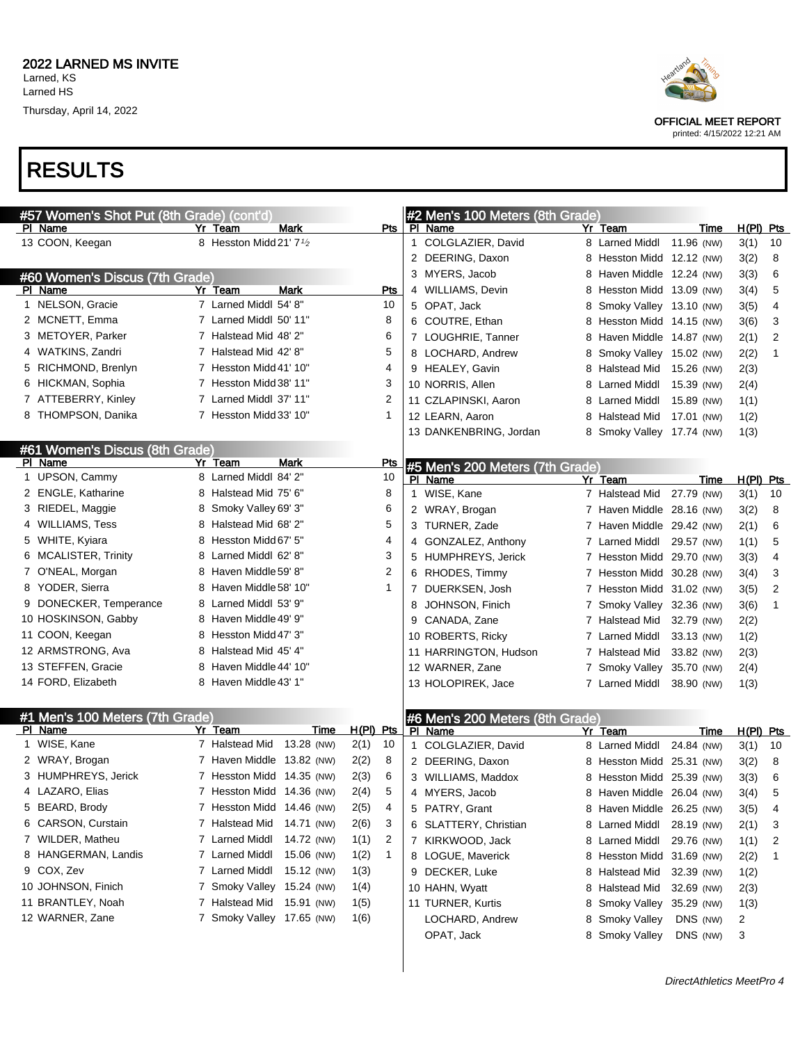# 2022 LARNED MS INVITE

Larned, KS
Larned HS
Thursday, April 14, 2022

OFFICIAL MEET REPORT
printed: 4/15/2022 12:21 AM

# RESULTS

## #57 Women's Shot Put (8th Grade) (cont'd)

| Pl | Name | Yr | Team | Mark | Pts |
|---|---|---|---|---|---|
| 13 | COON, Keegan | 8 | Hesston Midd | 21' 7½ | |

## #60 Women's Discus (7th Grade)

| Pl | Name | Yr | Team | Mark | Pts |
|---|---|---|---|---|---|
| 1 | NELSON, Gracie | 7 | Larned Middl | 54' 8" | 10 |
| 2 | MCNETT, Emma | 7 | Larned Middl | 50' 11" | 8 |
| 3 | METOYER, Parker | 7 | Halstead Mid | 48' 2" | 6 |
| 4 | WATKINS, Zandri | 7 | Halstead Mid | 42' 8" | 5 |
| 5 | RICHMOND, Brenlyn | 7 | Hesston Midd | 41' 10" | 4 |
| 6 | HICKMAN, Sophia | 7 | Hesston Midd | 38' 11" | 3 |
| 7 | ATTEBERRY, Kinley | 7 | Larned Middl | 37' 11" | 2 |
| 8 | THOMPSON, Danika | 7 | Hesston Midd | 33' 10" | 1 |

## #61 Women's Discus (8th Grade)

| Pl | Name | Yr | Team | Mark | Pts |
|---|---|---|---|---|---|
| 1 | UPSON, Cammy | 8 | Larned Middl | 84' 2" | 10 |
| 2 | ENGLE, Katharine | 8 | Halstead Mid | 75' 6" | 8 |
| 3 | RIEDEL, Maggie | 8 | Smoky Valley | 69' 3" | 6 |
| 4 | WILLIAMS, Tess | 8 | Halstead Mid | 68' 2" | 5 |
| 5 | WHITE, Kyiara | 8 | Hesston Midd | 67' 5" | 4 |
| 6 | MCALISTER, Trinity | 8 | Larned Middl | 62' 8" | 3 |
| 7 | O'NEAL, Morgan | 8 | Haven Middle | 59' 8" | 2 |
| 8 | YODER, Sierra | 8 | Haven Middle | 58' 10" | 1 |
| 9 | DONECKER, Temperance | 8 | Larned Middl | 53' 9" | |
| 10 | HOSKINSON, Gabby | 8 | Haven Middle | 49' 9" | |
| 11 | COON, Keegan | 8 | Hesston Midd | 47' 3" | |
| 12 | ARMSTRONG, Ava | 8 | Halstead Mid | 45' 4" | |
| 13 | STEFFEN, Gracie | 8 | Haven Middle | 44' 10" | |
| 14 | FORD, Elizabeth | 8 | Haven Middle | 43' 1" | |

## #1 Men's 100 Meters (7th Grade)

| Pl | Name | Yr | Team | Time | H(Pl) | Pts |
|---|---|---|---|---|---|---|
| 1 | WISE, Kane | 7 | Halstead Mid | 13.28 (NW) | 2(1) | 10 |
| 2 | WRAY, Brogan | 7 | Haven Middle | 13.82 (NW) | 2(2) | 8 |
| 3 | HUMPHREYS, Jerick | 7 | Hesston Midd | 14.35 (NW) | 2(3) | 6 |
| 4 | LAZARO, Elias | 7 | Hesston Midd | 14.36 (NW) | 2(4) | 5 |
| 5 | BEARD, Brody | 7 | Hesston Midd | 14.46 (NW) | 2(5) | 4 |
| 6 | CARSON, Curstain | 7 | Halstead Mid | 14.71 (NW) | 2(6) | 3 |
| 7 | WILDER, Matheu | 7 | Larned Middl | 14.72 (NW) | 1(1) | 2 |
| 8 | HANGERMAN, Landis | 7 | Larned Middl | 15.06 (NW) | 1(2) | 1 |
| 9 | COX, Zev | 7 | Larned Middl | 15.12 (NW) | 1(3) | |
| 10 | JOHNSON, Finich | 7 | Smoky Valley | 15.24 (NW) | 1(4) | |
| 11 | BRANTLEY, Noah | 7 | Halstead Mid | 15.91 (NW) | 1(5) | |
| 12 | WARNER, Zane | 7 | Smoky Valley | 17.65 (NW) | 1(6) | |

## #2 Men's 100 Meters (8th Grade)

| Pl | Name | Yr | Team | Time | H(Pl) | Pts |
|---|---|---|---|---|---|---|
| 1 | COLGLAZIER, David | 8 | Larned Middl | 11.96 (NW) | 3(1) | 10 |
| 2 | DEERING, Daxon | 8 | Hesston Midd | 12.12 (NW) | 3(2) | 8 |
| 3 | MYERS, Jacob | 8 | Haven Middle | 12.24 (NW) | 3(3) | 6 |
| 4 | WILLIAMS, Devin | 8 | Hesston Midd | 13.09 (NW) | 3(4) | 5 |
| 5 | OPAT, Jack | 8 | Smoky Valley | 13.10 (NW) | 3(5) | 4 |
| 6 | COUTRE, Ethan | 8 | Hesston Midd | 14.15 (NW) | 3(6) | 3 |
| 7 | LOUGHRIE, Tanner | 8 | Haven Middle | 14.87 (NW) | 2(1) | 2 |
| 8 | LOCHARD, Andrew | 8 | Smoky Valley | 15.02 (NW) | 2(2) | 1 |
| 9 | HEALEY, Gavin | 8 | Halstead Mid | 15.26 (NW) | 2(3) | |
| 10 | NORRIS, Allen | 8 | Larned Middl | 15.39 (NW) | 2(4) | |
| 11 | CZLAPINSKI, Aaron | 8 | Larned Middl | 15.89 (NW) | 1(1) | |
| 12 | LEARN, Aaron | 8 | Halstead Mid | 17.01 (NW) | 1(2) | |
| 13 | DANKENBRING, Jordan | 8 | Smoky Valley | 17.74 (NW) | 1(3) | |

## #5 Men's 200 Meters (7th Grade)

| Pl | Name | Yr | Team | Time | H(Pl) | Pts |
|---|---|---|---|---|---|---|
| 1 | WISE, Kane | 7 | Halstead Mid | 27.79 (NW) | 3(1) | 10 |
| 2 | WRAY, Brogan | 7 | Haven Middle | 28.16 (NW) | 3(2) | 8 |
| 3 | TURNER, Zade | 7 | Haven Middle | 29.42 (NW) | 2(1) | 6 |
| 4 | GONZALEZ, Anthony | 7 | Larned Middl | 29.57 (NW) | 1(1) | 5 |
| 5 | HUMPHREYS, Jerick | 7 | Hesston Midd | 29.70 (NW) | 3(3) | 4 |
| 6 | RHODES, Timmy | 7 | Hesston Midd | 30.28 (NW) | 3(4) | 3 |
| 7 | DUERKSEN, Josh | 7 | Hesston Midd | 31.02 (NW) | 3(5) | 2 |
| 8 | JOHNSON, Finich | 7 | Smoky Valley | 32.36 (NW) | 3(6) | 1 |
| 9 | CANADA, Zane | 7 | Halstead Mid | 32.79 (NW) | 2(2) | |
| 10 | ROBERTS, Ricky | 7 | Larned Middl | 33.13 (NW) | 1(2) | |
| 11 | HARRINGTON, Hudson | 7 | Halstead Mid | 33.82 (NW) | 2(3) | |
| 12 | WARNER, Zane | 7 | Smoky Valley | 35.70 (NW) | 2(4) | |
| 13 | HOLOPIREK, Jace | 7 | Larned Middl | 38.90 (NW) | 1(3) | |

## #6 Men's 200 Meters (8th Grade)

| Pl | Name | Yr | Team | Time | H(Pl) | Pts |
|---|---|---|---|---|---|---|
| 1 | COLGLAZIER, David | 8 | Larned Middl | 24.84 (NW) | 3(1) | 10 |
| 2 | DEERING, Daxon | 8 | Hesston Midd | 25.31 (NW) | 3(2) | 8 |
| 3 | WILLIAMS, Maddox | 8 | Hesston Midd | 25.39 (NW) | 3(3) | 6 |
| 4 | MYERS, Jacob | 8 | Haven Middle | 26.04 (NW) | 3(4) | 5 |
| 5 | PATRY, Grant | 8 | Haven Middle | 26.25 (NW) | 3(5) | 4 |
| 6 | SLATTERY, Christian | 8 | Larned Middl | 28.19 (NW) | 2(1) | 3 |
| 7 | KIRKWOOD, Jack | 8 | Larned Middl | 29.76 (NW) | 1(1) | 2 |
| 8 | LOGUE, Maverick | 8 | Hesston Midd | 31.69 (NW) | 2(2) | 1 |
| 9 | DECKER, Luke | 8 | Halstead Mid | 32.39 (NW) | 1(2) | |
| 10 | HAHN, Wyatt | 8 | Halstead Mid | 32.69 (NW) | 2(3) | |
| 11 | TURNER, Kurtis | 8 | Smoky Valley | 35.29 (NW) | 1(3) | |
| | LOCHARD, Andrew | 8 | Smoky Valley | DNS (NW) | 2 | |
| | OPAT, Jack | 8 | Smoky Valley | DNS (NW) | 3 | |

DirectAthletics MeetPro 4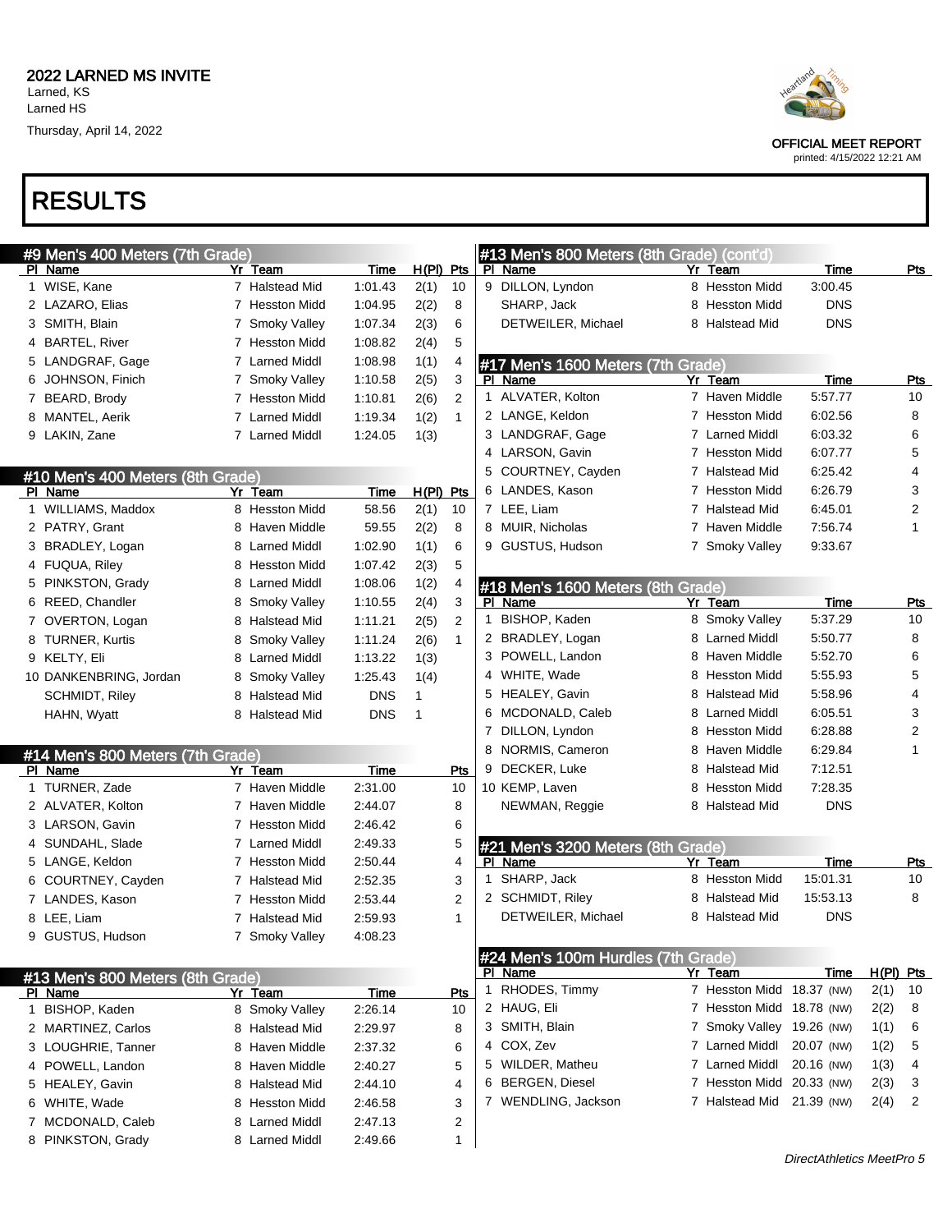**2022 LARNED MS INVITE**
Larned, KS
Larned HS
Thursday, April 14, 2022

OFFICIAL MEET REPORT
printed: 4/15/2022 12:21 AM

# RESULTS

## #9 Men's 400 Meters (7th Grade)

| Pl | Name | Yr | Team | Time | H(Pl) | Pts |
|---|---|---|---|---|---|---|
| 1 | WISE, Kane | 7 | Halstead Mid | 1:01.43 | 2(1) | 10 |
| 2 | LAZARO, Elias | 7 | Hesston Midd | 1:04.95 | 2(2) | 8 |
| 3 | SMITH, Blain | 7 | Smoky Valley | 1:07.34 | 2(3) | 6 |
| 4 | BARTEL, River | 7 | Hesston Midd | 1:08.82 | 2(4) | 5 |
| 5 | LANDGRAF, Gage | 7 | Larned Middl | 1:08.98 | 1(1) | 4 |
| 6 | JOHNSON, Finich | 7 | Smoky Valley | 1:10.58 | 2(5) | 3 |
| 7 | BEARD, Brody | 7 | Hesston Midd | 1:10.81 | 2(6) | 2 |
| 8 | MANTEL, Aerik | 7 | Larned Middl | 1:19.34 | 1(2) | 1 |
| 9 | LAKIN, Zane | 7 | Larned Middl | 1:24.05 | 1(3) | |

## #10 Men's 400 Meters (8th Grade)

| Pl | Name | Yr | Team | Time | H(Pl) | Pts |
|---|---|---|---|---|---|---|
| 1 | WILLIAMS, Maddox | 8 | Hesston Midd | 58.56 | 2(1) | 10 |
| 2 | PATRY, Grant | 8 | Haven Middle | 59.55 | 2(2) | 8 |
| 3 | BRADLEY, Logan | 8 | Larned Middl | 1:02.90 | 1(1) | 6 |
| 4 | FUQUA, Riley | 8 | Hesston Midd | 1:07.42 | 2(3) | 5 |
| 5 | PINKSTON, Grady | 8 | Larned Middl | 1:08.06 | 1(2) | 4 |
| 6 | REED, Chandler | 8 | Smoky Valley | 1:10.55 | 2(4) | 3 |
| 7 | OVERTON, Logan | 8 | Halstead Mid | 1:11.21 | 2(5) | 2 |
| 8 | TURNER, Kurtis | 8 | Smoky Valley | 1:11.24 | 2(6) | 1 |
| 9 | KELTY, Eli | 8 | Larned Middl | 1:13.22 | 1(3) | |
| 10 | DANKENBRING, Jordan | 8 | Smoky Valley | 1:25.43 | 1(4) | |
| | SCHMIDT, Riley | 8 | Halstead Mid | DNS | 1 | |
| | HAHN, Wyatt | 8 | Halstead Mid | DNS | 1 | |

## #14 Men's 800 Meters (7th Grade)

| Pl | Name | Yr | Team | Time | Pts |
|---|---|---|---|---|---|
| 1 | TURNER, Zade | 7 | Haven Middle | 2:31.00 | 10 |
| 2 | ALVATER, Kolton | 7 | Haven Middle | 2:44.07 | 8 |
| 3 | LARSON, Gavin | 7 | Hesston Midd | 2:46.42 | 6 |
| 4 | SUNDAHL, Slade | 7 | Larned Middl | 2:49.33 | 5 |
| 5 | LANGE, Keldon | 7 | Hesston Midd | 2:50.44 | 4 |
| 6 | COURTNEY, Cayden | 7 | Halstead Mid | 2:52.35 | 3 |
| 7 | LANDES, Kason | 7 | Hesston Midd | 2:53.44 | 2 |
| 8 | LEE, Liam | 7 | Halstead Mid | 2:59.93 | 1 |
| 9 | GUSTUS, Hudson | 7 | Smoky Valley | 4:08.23 | |

## #13 Men's 800 Meters (8th Grade)

| Pl | Name | Yr | Team | Time | Pts |
|---|---|---|---|---|---|
| 1 | BISHOP, Kaden | 8 | Smoky Valley | 2:26.14 | 10 |
| 2 | MARTINEZ, Carlos | 8 | Halstead Mid | 2:29.97 | 8 |
| 3 | LOUGHRIE, Tanner | 8 | Haven Middle | 2:37.32 | 6 |
| 4 | POWELL, Landon | 8 | Haven Middle | 2:40.27 | 5 |
| 5 | HEALEY, Gavin | 8 | Halstead Mid | 2:44.10 | 4 |
| 6 | WHITE, Wade | 8 | Hesston Midd | 2:46.58 | 3 |
| 7 | MCDONALD, Caleb | 8 | Larned Middl | 2:47.13 | 2 |
| 8 | PINKSTON, Grady | 8 | Larned Middl | 2:49.66 | 1 |
| 9 | DILLON, Lyndon | 8 | Hesston Midd | 3:00.45 | |
| | SHARP, Jack | 8 | Hesston Midd | DNS | |
| | DETWEILER, Michael | 8 | Halstead Mid | DNS | |

## #17 Men's 1600 Meters (7th Grade)

| Pl | Name | Yr | Team | Time | Pts |
|---|---|---|---|---|---|
| 1 | ALVATER, Kolton | 7 | Haven Middle | 5:57.77 | 10 |
| 2 | LANGE, Keldon | 7 | Hesston Midd | 6:02.56 | 8 |
| 3 | LANDGRAF, Gage | 7 | Larned Middl | 6:03.32 | 6 |
| 4 | LARSON, Gavin | 7 | Hesston Midd | 6:07.77 | 5 |
| 5 | COURTNEY, Cayden | 7 | Halstead Mid | 6:25.42 | 4 |
| 6 | LANDES, Kason | 7 | Hesston Midd | 6:26.79 | 3 |
| 7 | LEE, Liam | 7 | Halstead Mid | 6:45.01 | 2 |
| 8 | MUIR, Nicholas | 7 | Haven Middle | 7:56.74 | 1 |
| 9 | GUSTUS, Hudson | 7 | Smoky Valley | 9:33.67 | |

## #18 Men's 1600 Meters (8th Grade)

| Pl | Name | Yr | Team | Time | Pts |
|---|---|---|---|---|---|
| 1 | BISHOP, Kaden | 8 | Smoky Valley | 5:37.29 | 10 |
| 2 | BRADLEY, Logan | 8 | Larned Middl | 5:50.77 | 8 |
| 3 | POWELL, Landon | 8 | Haven Middle | 5:52.70 | 6 |
| 4 | WHITE, Wade | 8 | Hesston Midd | 5:55.93 | 5 |
| 5 | HEALEY, Gavin | 8 | Halstead Mid | 5:58.96 | 4 |
| 6 | MCDONALD, Caleb | 8 | Larned Middl | 6:05.51 | 3 |
| 7 | DILLON, Lyndon | 8 | Hesston Midd | 6:28.88 | 2 |
| 8 | NORMIS, Cameron | 8 | Haven Middle | 6:29.84 | 1 |
| 9 | DECKER, Luke | 8 | Halstead Mid | 7:12.51 | |
| 10 | KEMP, Laven | 8 | Hesston Midd | 7:28.35 | |
| | NEWMAN, Reggie | 8 | Halstead Mid | DNS | |

## #21 Men's 3200 Meters (8th Grade)

| Pl | Name | Yr | Team | Time | Pts |
|---|---|---|---|---|---|
| 1 | SHARP, Jack | 8 | Hesston Midd | 15:01.31 | 10 |
| 2 | SCHMIDT, Riley | 8 | Halstead Mid | 15:53.13 | 8 |
| | DETWEILER, Michael | 8 | Halstead Mid | DNS | |

## #24 Men's 100m Hurdles (7th Grade)

| Pl | Name | Yr | Team | Time | H(Pl) | Pts |
|---|---|---|---|---|---|---|
| 1 | RHODES, Timmy | 7 | Hesston Midd | 18.37 (NW) | 2(1) | 10 |
| 2 | HAUG, Eli | 7 | Hesston Midd | 18.78 (NW) | 2(2) | 8 |
| 3 | SMITH, Blain | 7 | Smoky Valley | 19.26 (NW) | 1(1) | 6 |
| 4 | COX, Zev | 7 | Larned Middl | 20.07 (NW) | 1(2) | 5 |
| 5 | WILDER, Matheu | 7 | Larned Middl | 20.16 (NW) | 1(3) | 4 |
| 6 | BERGEN, Diesel | 7 | Hesston Midd | 20.33 (NW) | 2(3) | 3 |
| 7 | WENDLING, Jackson | 7 | Halstead Mid | 21.39 (NW) | 2(4) | 2 |

*DirectAthletics MeetPro 5*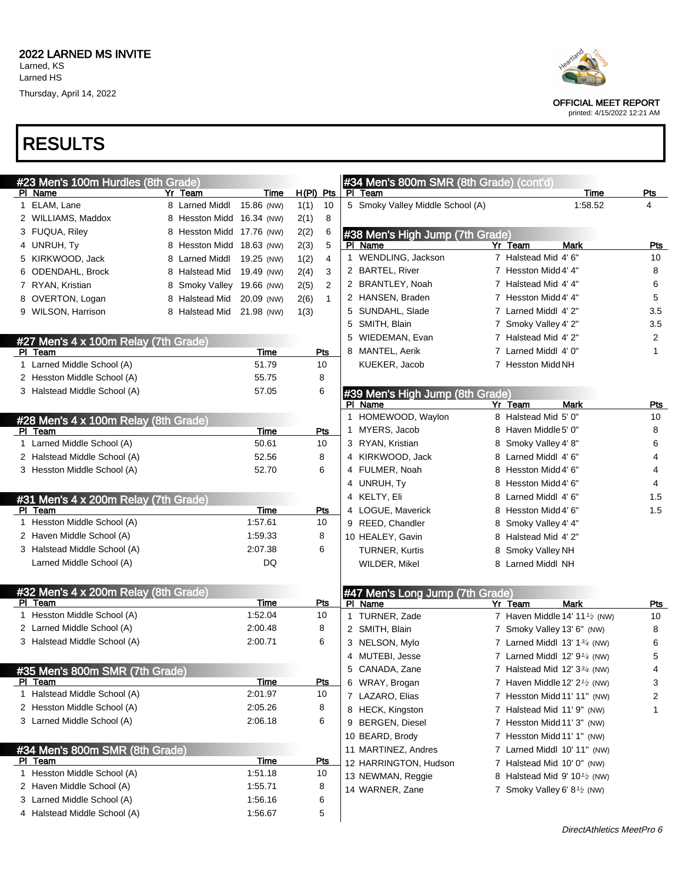2022 LARNED MS INVITE
Larned, KS
Larned HS
Thursday, April 14, 2022

OFFICIAL MEET REPORT
printed: 4/15/2022 12:21 AM

# RESULTS

## #23 Men's 100m Hurdles (8th Grade)

| Pl | Name | Yr | Team | Time | H(Pl) | Pts |
|---|---|---|---|---|---|---|
| 1 | ELAM, Lane | 8 | Larned Middl | 15.86 (NW) | 1(1) | 10 |
| 2 | WILLIAMS, Maddox | 8 | Hesston Midd | 16.34 (NW) | 2(1) | 8 |
| 3 | FUQUA, Riley | 8 | Hesston Midd | 17.76 (NW) | 2(2) | 6 |
| 4 | UNRUH, Ty | 8 | Hesston Midd | 18.63 (NW) | 2(3) | 5 |
| 5 | KIRKWOOD, Jack | 8 | Larned Middl | 19.25 (NW) | 1(2) | 4 |
| 6 | ODENDAHL, Brock | 8 | Halstead Mid | 19.49 (NW) | 2(4) | 3 |
| 7 | RYAN, Kristian | 8 | Smoky Valley | 19.66 (NW) | 2(5) | 2 |
| 8 | OVERTON, Logan | 8 | Halstead Mid | 20.09 (NW) | 2(6) | 1 |
| 9 | WILSON, Harrison | 8 | Halstead Mid | 21.98 (NW) | 1(3) | |

## #27 Men's 4 x 100m Relay (7th Grade)

| Pl | Team | Time | Pts |
|---|---|---|---|
| 1 | Larned Middle School (A) | 51.79 | 10 |
| 2 | Hesston Middle School (A) | 55.75 | 8 |
| 3 | Halstead Middle School (A) | 57.05 | 6 |

## #28 Men's 4 x 100m Relay (8th Grade)

| Pl | Team | Time | Pts |
|---|---|---|---|
| 1 | Larned Middle School (A) | 50.61 | 10 |
| 2 | Halstead Middle School (A) | 52.56 | 8 |
| 3 | Hesston Middle School (A) | 52.70 | 6 |

## #31 Men's 4 x 200m Relay (7th Grade)

| Pl | Team | Time | Pts |
|---|---|---|---|
| 1 | Hesston Middle School (A) | 1:57.61 | 10 |
| 2 | Haven Middle School (A) | 1:59.33 | 8 |
| 3 | Halstead Middle School (A) | 2:07.38 | 6 |
| | Larned Middle School (A) | DQ | |

## #32 Men's 4 x 200m Relay (8th Grade)

| Pl | Team | Time | Pts |
|---|---|---|---|
| 1 | Hesston Middle School (A) | 1:52.04 | 10 |
| 2 | Larned Middle School (A) | 2:00.48 | 8 |
| 3 | Halstead Middle School (A) | 2:00.71 | 6 |

## #35 Men's 800m SMR (7th Grade)

| Pl | Team | Time | Pts |
|---|---|---|---|
| 1 | Halstead Middle School (A) | 2:01.97 | 10 |
| 2 | Hesston Middle School (A) | 2:05.26 | 8 |
| 3 | Larned Middle School (A) | 2:06.18 | 6 |

## #34 Men's 800m SMR (8th Grade)

| Pl | Team | Time | Pts |
|---|---|---|---|
| 1 | Hesston Middle School (A) | 1:51.18 | 10 |
| 2 | Haven Middle School (A) | 1:55.71 | 8 |
| 3 | Larned Middle School (A) | 1:56.16 | 6 |
| 4 | Halstead Middle School (A) | 1:56.67 | 5 |
| 5 | Smoky Valley Middle School (A) | 1:58.52 | 4 |

## #38 Men's High Jump (7th Grade)

| Pl | Name | Yr | Team | Mark | Pts |
|---|---|---|---|---|---|
| 1 | WENDLING, Jackson | 7 | Halstead Mid | 4' 6" | 10 |
| 2 | BARTEL, River | 7 | Hesston Midd | 4' 4" | 8 |
| 2 | BRANTLEY, Noah | 7 | Halstead Mid | 4' 4" | 6 |
| 2 | HANSEN, Braden | 7 | Hesston Midd | 4' 4" | 5 |
| 5 | SUNDAHL, Slade | 7 | Larned Middl | 4' 2" | 3.5 |
| 5 | SMITH, Blain | 7 | Smoky Valley | 4' 2" | 3.5 |
| 5 | WIEDEMAN, Evan | 7 | Halstead Mid | 4' 2" | 2 |
| 8 | MANTEL, Aerik | 7 | Larned Middl | 4' 0" | 1 |
| | KUEKER, Jacob | 7 | Hesston Midd | NH | |

## #39 Men's High Jump (8th Grade)

| Pl | Name | Yr | Team | Mark | Pts |
|---|---|---|---|---|---|
| 1 | HOMEWOOD, Waylon | 8 | Halstead Mid | 5' 0" | 10 |
| 1 | MYERS, Jacob | 8 | Haven Middle | 5' 0" | 8 |
| 3 | RYAN, Kristian | 8 | Smoky Valley | 4' 8" | 6 |
| 4 | KIRKWOOD, Jack | 8 | Larned Middl | 4' 6" | 4 |
| 4 | FULMER, Noah | 8 | Hesston Midd | 4' 6" | 4 |
| 4 | UNRUH, Ty | 8 | Hesston Midd | 4' 6" | 4 |
| 4 | KELTY, Eli | 8 | Larned Middl | 4' 6" | 1.5 |
| 4 | LOGUE, Maverick | 8 | Hesston Midd | 4' 6" | 1.5 |
| 9 | REED, Chandler | 8 | Smoky Valley | 4' 4" | |
| 10 | HEALEY, Gavin | 8 | Halstead Mid | 4' 2" | |
| | TURNER, Kurtis | 8 | Smoky Valley | NH | |
| | WILDER, Mikel | 8 | Larned Middl | NH | |

## #47 Men's Long Jump (7th Grade)

| Pl | Name | Yr | Team | Mark | Pts |
|---|---|---|---|---|---|
| 1 | TURNER, Zade | 7 | Haven Middle | 14' 11½ (NW) | 10 |
| 2 | SMITH, Blain | 7 | Smoky Valley | 13' 6" (NW) | 8 |
| 3 | NELSON, Mylo | 7 | Larned Middl | 13' 1¾ (NW) | 6 |
| 4 | MUTEBI, Jesse | 7 | Larned Middl | 12' 9¼ (NW) | 5 |
| 5 | CANADA, Zane | 7 | Halstead Mid | 12' 3¾ (NW) | 4 |
| 6 | WRAY, Brogan | 7 | Haven Middle | 12' 2½ (NW) | 3 |
| 7 | LAZARO, Elias | 7 | Hesston Midd | 11' 11" (NW) | 2 |
| 8 | HECK, Kingston | 7 | Halstead Mid | 11' 9" (NW) | 1 |
| 9 | BERGEN, Diesel | 7 | Hesston Midd | 11' 3" (NW) | |
| 10 | BEARD, Brody | 7 | Hesston Midd | 11' 1" (NW) | |
| 11 | MARTINEZ, Andres | 7 | Larned Middl | 10' 11" (NW) | |
| 12 | HARRINGTON, Hudson | 7 | Halstead Mid | 10' 0" (NW) | |
| 13 | NEWMAN, Reggie | 8 | Halstead Mid | 9' 10½ (NW) | |
| 14 | WARNER, Zane | 7 | Smoky Valley | 6' 8½ (NW) | |

DirectAthletics MeetPro 6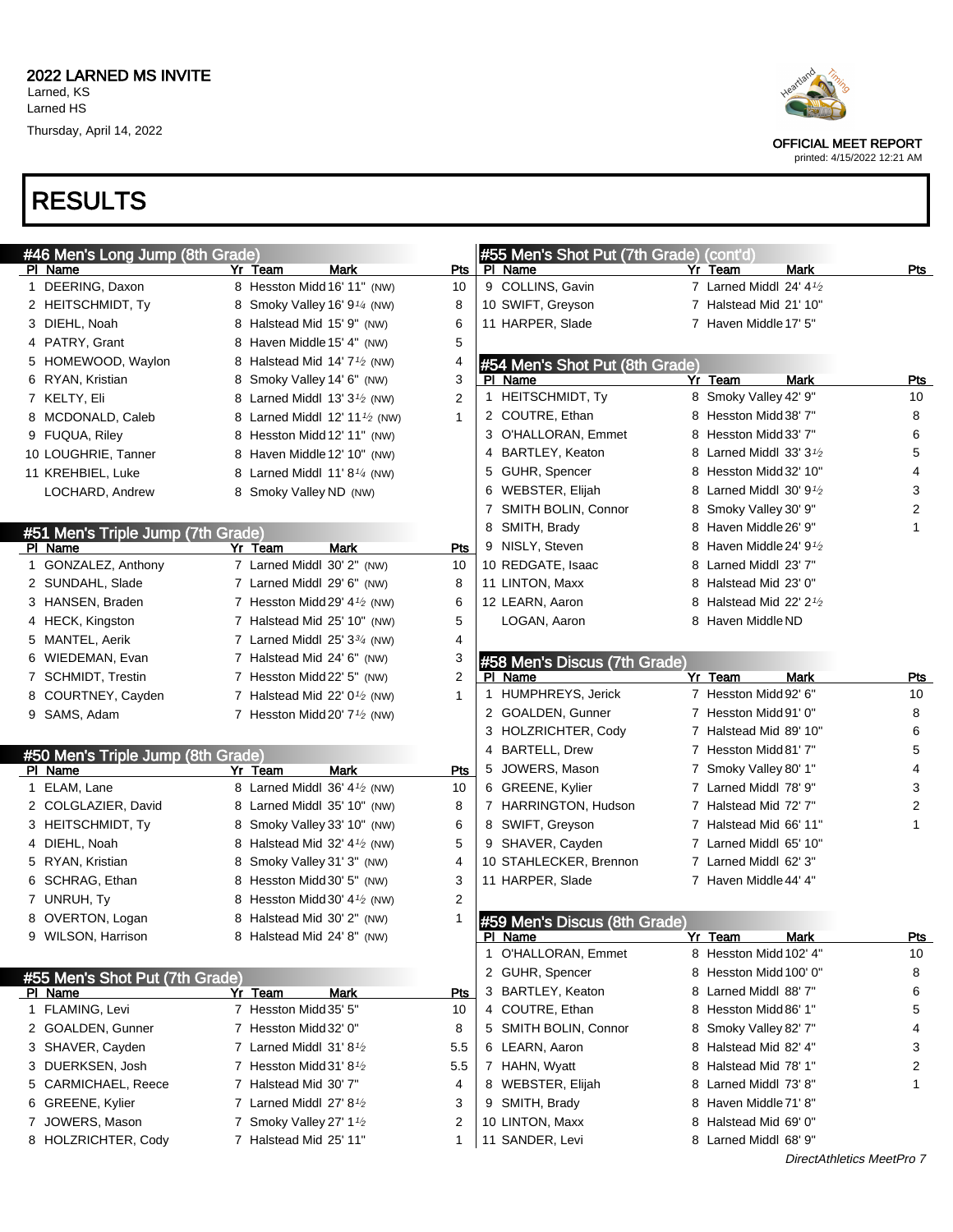# RESULTS

### #46 Men's Long Jump (8th Grade)

| Pl | Name | Yr | Team | Mark | Pts |
|---|---|---|---|---|---|
| 1 | DEERING, Daxon | 8 | Hesston Midd | 16' 11" (NW) | 10 |
| 2 | HEITSCHMIDT, Ty | 8 | Smoky Valley | 16' 9¼ (NW) | 8 |
| 3 | DIEHL, Noah | 8 | Halstead Mid | 15' 9" (NW) | 6 |
| 4 | PATRY, Grant | 8 | Haven Middle | 15' 4" (NW) | 5 |
| 5 | HOMEWOOD, Waylon | 8 | Halstead Mid | 14' 7½ (NW) | 4 |
| 6 | RYAN, Kristian | 8 | Smoky Valley | 14' 6" (NW) | 3 |
| 7 | KELTY, Eli | 8 | Larned Middl | 13' 3½ (NW) | 2 |
| 8 | MCDONALD, Caleb | 8 | Larned Middl | 12' 11½ (NW) | 1 |
| 9 | FUQUA, Riley | 8 | Hesston Midd | 12' 11" (NW) | |
| 10 | LOUGHRIE, Tanner | 8 | Haven Middle | 12' 10" (NW) | |
| 11 | KREHBIEL, Luke | 8 | Larned Middl | 11' 8¼ (NW) | |
| | LOCHARD, Andrew | 8 | Smoky Valley | ND (NW) | |

### #51 Men's Triple Jump (7th Grade)

| Pl | Name | Yr | Team | Mark | Pts |
|---|---|---|---|---|---|
| 1 | GONZALEZ, Anthony | 7 | Larned Middl | 30' 2" (NW) | 10 |
| 2 | SUNDAHL, Slade | 7 | Larned Middl | 29' 6" (NW) | 8 |
| 3 | HANSEN, Braden | 7 | Hesston Midd | 29' 4½ (NW) | 6 |
| 4 | HECK, Kingston | 7 | Halstead Mid | 25' 10" (NW) | 5 |
| 5 | MANTEL, Aerik | 7 | Larned Middl | 25' 3¾ (NW) | 4 |
| 6 | WIEDEMAN, Evan | 7 | Halstead Mid | 24' 6" (NW) | 3 |
| 7 | SCHMIDT, Trestin | 7 | Hesston Midd | 22' 5" (NW) | 2 |
| 8 | COURTNEY, Cayden | 7 | Halstead Mid | 22' 0½ (NW) | 1 |
| 9 | SAMS, Adam | 7 | Hesston Midd | 20' 7½ (NW) | |

### #50 Men's Triple Jump (8th Grade)

| Pl | Name | Yr | Team | Mark | Pts |
|---|---|---|---|---|---|
| 1 | ELAM, Lane | 8 | Larned Middl | 36' 4½ (NW) | 10 |
| 2 | COLGLAZIER, David | 8 | Larned Middl | 35' 10" (NW) | 8 |
| 3 | HEITSCHMIDT, Ty | 8 | Smoky Valley | 33' 10" (NW) | 6 |
| 4 | DIEHL, Noah | 8 | Halstead Mid | 32' 4½ (NW) | 5 |
| 5 | RYAN, Kristian | 8 | Smoky Valley | 31' 3" (NW) | 4 |
| 6 | SCHRAG, Ethan | 8 | Hesston Midd | 30' 5" (NW) | 3 |
| 7 | UNRUH, Ty | 8 | Hesston Midd | 30' 4½ (NW) | 2 |
| 8 | OVERTON, Logan | 8 | Halstead Mid | 30' 2" (NW) | 1 |
| 9 | WILSON, Harrison | 8 | Halstead Mid | 24' 8" (NW) | |

### #55 Men's Shot Put (7th Grade)

| Pl | Name | Yr | Team | Mark | Pts |
|---|---|---|---|---|---|
| 1 | FLAMING, Levi | 7 | Hesston Midd | 35' 5" | 10 |
| 2 | GOALDEN, Gunner | 7 | Hesston Midd | 32' 0" | 8 |
| 3 | SHAVER, Cayden | 7 | Larned Middl | 31' 8½ | 5.5 |
| 3 | DUERKSEN, Josh | 7 | Hesston Midd | 31' 8½ | 5.5 |
| 5 | CARMICHAEL, Reece | 7 | Halstead Mid | 30' 7" | 4 |
| 6 | GREENE, Kylier | 7 | Larned Middl | 27' 8½ | 3 |
| 7 | JOWERS, Mason | 7 | Smoky Valley | 27' 1½ | 2 |
| 8 | HOLZRICHTER, Cody | 7 | Halstead Mid | 25' 11" | 1 |
| 9 | COLLINS, Gavin | 7 | Larned Middl | 24' 4½ | |
| 10 | SWIFT, Greyson | 7 | Halstead Mid | 21' 10" | |
| 11 | HARPER, Slade | 7 | Haven Middle | 17' 5" | |

### #54 Men's Shot Put (8th Grade)

| Pl | Name | Yr | Team | Mark | Pts |
|---|---|---|---|---|---|
| 1 | HEITSCHMIDT, Ty | 8 | Smoky Valley | 42' 9" | 10 |
| 2 | COUTRE, Ethan | 8 | Hesston Midd | 38' 7" | 8 |
| 3 | O'HALLORAN, Emmet | 8 | Hesston Midd | 33' 7" | 6 |
| 4 | BARTLEY, Keaton | 8 | Larned Middl | 33' 3½ | 5 |
| 5 | GUHR, Spencer | 8 | Hesston Midd | 32' 10" | 4 |
| 6 | WEBSTER, Elijah | 8 | Larned Middl | 30' 9½ | 3 |
| 7 | SMITH BOLIN, Connor | 8 | Smoky Valley | 30' 9" | 2 |
| 8 | SMITH, Brady | 8 | Haven Middle | 26' 9" | 1 |
| 9 | NISLY, Steven | 8 | Haven Middle | 24' 9½ | |
| 10 | REDGATE, Isaac | 8 | Larned Middl | 23' 7" | |
| 11 | LINTON, Maxx | 8 | Halstead Mid | 23' 0" | |
| 12 | LEARN, Aaron | 8 | Halstead Mid | 22' 2½ | |
| | LOGAN, Aaron | 8 | Haven Middle | ND | |

### #58 Men's Discus (7th Grade)

| Pl | Name | Yr | Team | Mark | Pts |
|---|---|---|---|---|---|
| 1 | HUMPHREYS, Jerick | 7 | Hesston Midd | 92' 6" | 10 |
| 2 | GOALDEN, Gunner | 7 | Hesston Midd | 91' 0" | 8 |
| 3 | HOLZRICHTER, Cody | 7 | Halstead Mid | 89' 10" | 6 |
| 4 | BARTELL, Drew | 7 | Hesston Midd | 81' 7" | 5 |
| 5 | JOWERS, Mason | 7 | Smoky Valley | 80' 1" | 4 |
| 6 | GREENE, Kylier | 7 | Larned Middl | 78' 9" | 3 |
| 7 | HARRINGTON, Hudson | 7 | Halstead Mid | 72' 7" | 2 |
| 8 | SWIFT, Greyson | 7 | Halstead Mid | 66' 11" | 1 |
| 9 | SHAVER, Cayden | 7 | Larned Middl | 65' 10" | |
| 10 | STAHLECKER, Brennon | 7 | Larned Middl | 62' 3" | |
| 11 | HARPER, Slade | 7 | Haven Middle | 44' 4" | |

### #59 Men's Discus (8th Grade)

| Pl | Name | Yr | Team | Mark | Pts |
|---|---|---|---|---|---|
| 1 | O'HALLORAN, Emmet | 8 | Hesston Midd | 102' 4" | 10 |
| 2 | GUHR, Spencer | 8 | Hesston Midd | 100' 0" | 8 |
| 3 | BARTLEY, Keaton | 8 | Larned Middl | 88' 7" | 6 |
| 4 | COUTRE, Ethan | 8 | Hesston Midd | 86' 1" | 5 |
| 5 | SMITH BOLIN, Connor | 8 | Smoky Valley | 82' 7" | 4 |
| 6 | LEARN, Aaron | 8 | Halstead Mid | 82' 4" | 3 |
| 7 | HAHN, Wyatt | 8 | Halstead Mid | 78' 1" | 2 |
| 8 | WEBSTER, Elijah | 8 | Larned Middl | 73' 8" | 1 |
| 9 | SMITH, Brady | 8 | Haven Middle | 71' 8" | |
| 10 | LINTON, Maxx | 8 | Halstead Mid | 69' 0" | |
| 11 | SANDER, Levi | 8 | Larned Middl | 68' 9" | |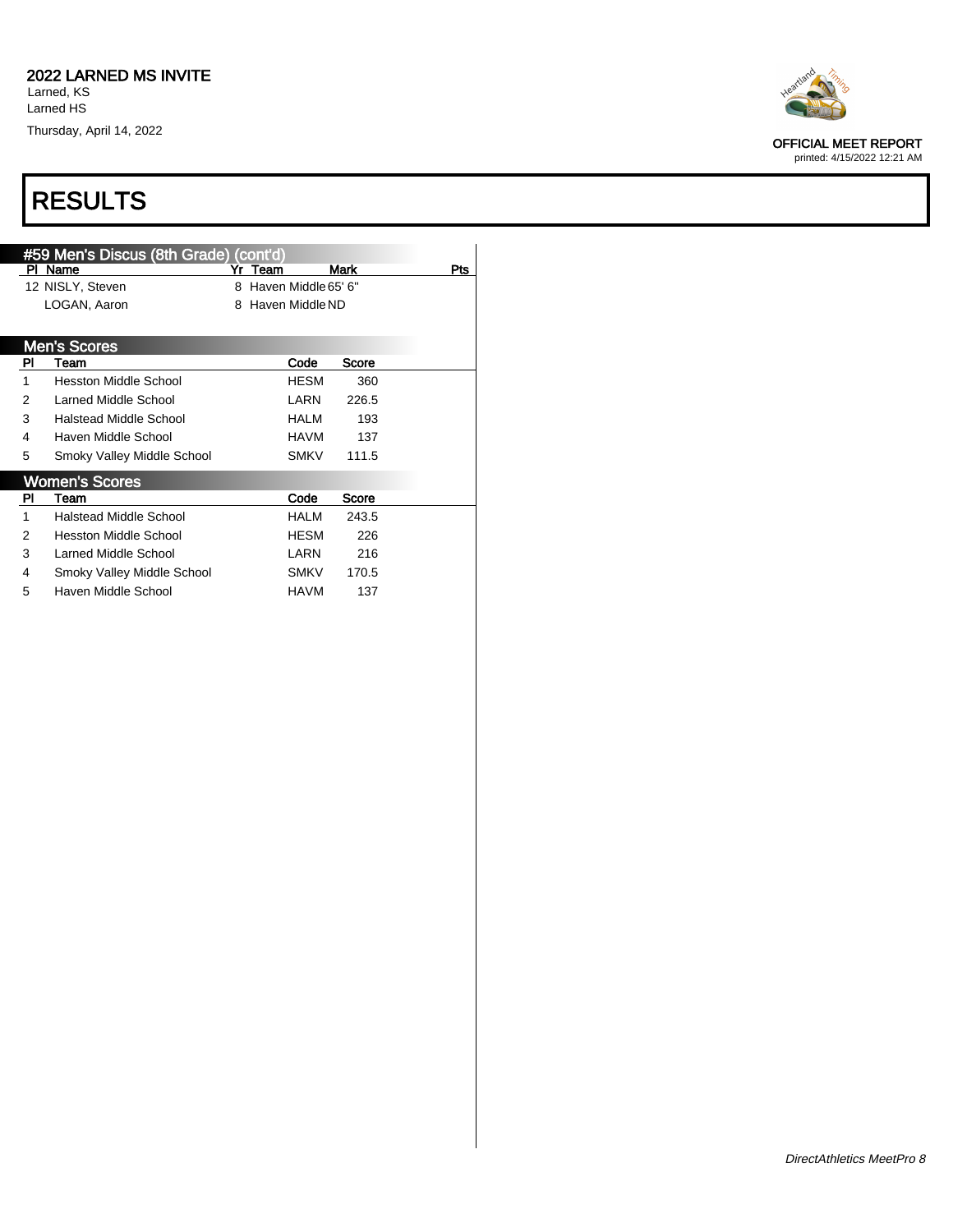## RESULTS

### #59 Men's Discus (8th Grade) (cont'd)

| Pl | Name | Yr | Team | Mark | Pts |
|---|---|---|---|---|---|
| 12 | NISLY, Steven | 8 | Haven Middle | 65' 6" | |
| | LOGAN, Aaron | 8 | Haven Middle | ND | |

### Men's Scores

| Pl | Team | Code | Score |
|---|---|---|---|
| 1 | Hesston Middle School | HESM | 360 |
| 2 | Larned Middle School | LARN | 226.5 |
| 3 | Halstead Middle School | HALM | 193 |
| 4 | Haven Middle School | HAVM | 137 |
| 5 | Smoky Valley Middle School | SMKV | 111.5 |

### Women's Scores

| Pl | Team | Code | Score |
|---|---|---|---|
| 1 | Halstead Middle School | HALM | 243.5 |
| 2 | Hesston Middle School | HESM | 226 |
| 3 | Larned Middle School | LARN | 216 |
| 4 | Smoky Valley Middle School | SMKV | 170.5 |
| 5 | Haven Middle School | HAVM | 137 |